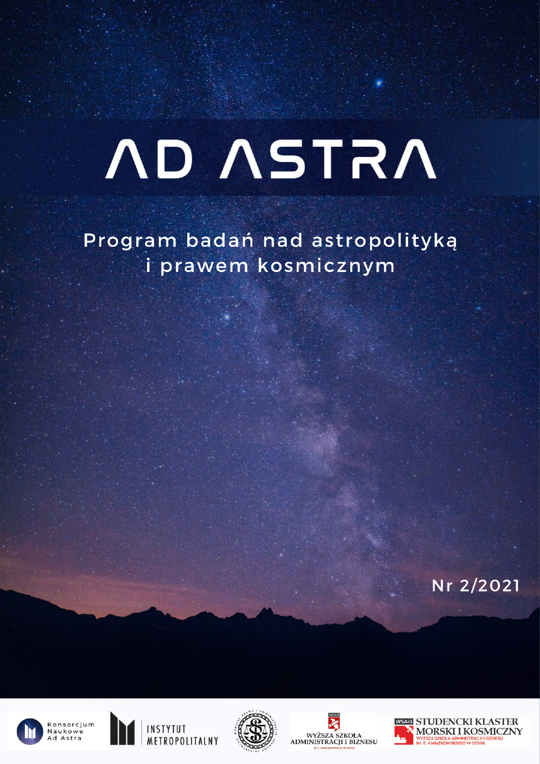# AD ASTRA

Program badań nad astropolityką i prawem kosmicznym

Nr 2/2021

Konsorcjum Naukowe Ad Astra

INSTYTUT METROPOLITALNY

WYŻSZA SZKOŁA ADMINISTRACJI I BIZNESU

STUDENCKI KLASTER MORSKI I KOSMICZNY
WYŻSZA SZKOŁA ADMINISTRACJI I BIZNESU IM. E. KWIATKOWSKIEGO W GDYNI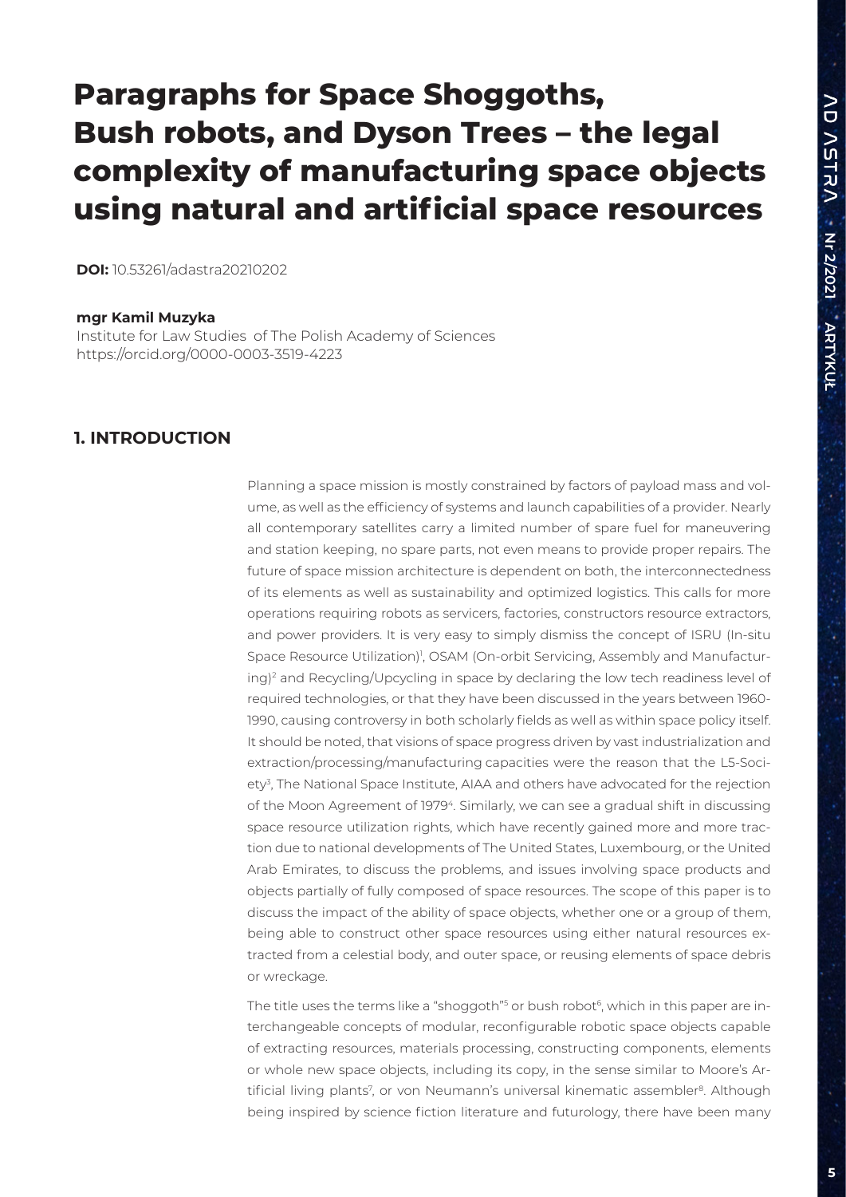# Paragraphs for Space Shoggoths, Bush robots, and Dyson Trees – the legal complexity of manufacturing space objects using natural and artificial space resources

**DOI:** 10.53261/adastra20210202

**mgr Kamil Muzyka**
Institute for Law Studies of The Polish Academy of Sciences
https://orcid.org/0000-0003-3519-4223

## 1. INTRODUCTION

Planning a space mission is mostly constrained by factors of payload mass and volume, as well as the efficiency of systems and launch capabilities of a provider. Nearly all contemporary satellites carry a limited number of spare fuel for maneuvering and station keeping, no spare parts, not even means to provide proper repairs. The future of space mission architecture is dependent on both, the interconnectedness of its elements as well as sustainability and optimized logistics. This calls for more operations requiring robots as servicers, factories, constructors resource extractors, and power providers. It is very easy to simply dismiss the concept of ISRU (In-situ Space Resource Utilization)[1], OSAM (On-orbit Servicing, Assembly and Manufacturing)[2] and Recycling/Upcycling in space by declaring the low tech readiness level of required technologies, or that they have been discussed in the years between 1960-1990, causing controversy in both scholarly fields as well as within space policy itself. It should be noted, that visions of space progress driven by vast industrialization and extraction/processing/manufacturing capacities were the reason that the L5-Society[3], The National Space Institute, AIAA and others have advocated for the rejection of the Moon Agreement of 1979[4]. Similarly, we can see a gradual shift in discussing space resource utilization rights, which have recently gained more and more traction due to national developments of The United States, Luxembourg, or the United Arab Emirates, to discuss the problems, and issues involving space products and objects partially of fully composed of space resources. The scope of this paper is to discuss the impact of the ability of space objects, whether one or a group of them, being able to construct other space resources using either natural resources extracted from a celestial body, and outer space, or reusing elements of space debris or wreckage.

The title uses the terms like a "shoggoth"[5] or bush robot[6], which in this paper are interchangeable concepts of modular, reconfigurable robotic space objects capable of extracting resources, materials processing, constructing components, elements or whole new space objects, including its copy, in the sense similar to Moore's Artificial living plants[7], or von Neumann's universal kinematic assembler[8]. Although being inspired by science fiction literature and futurology, there have been many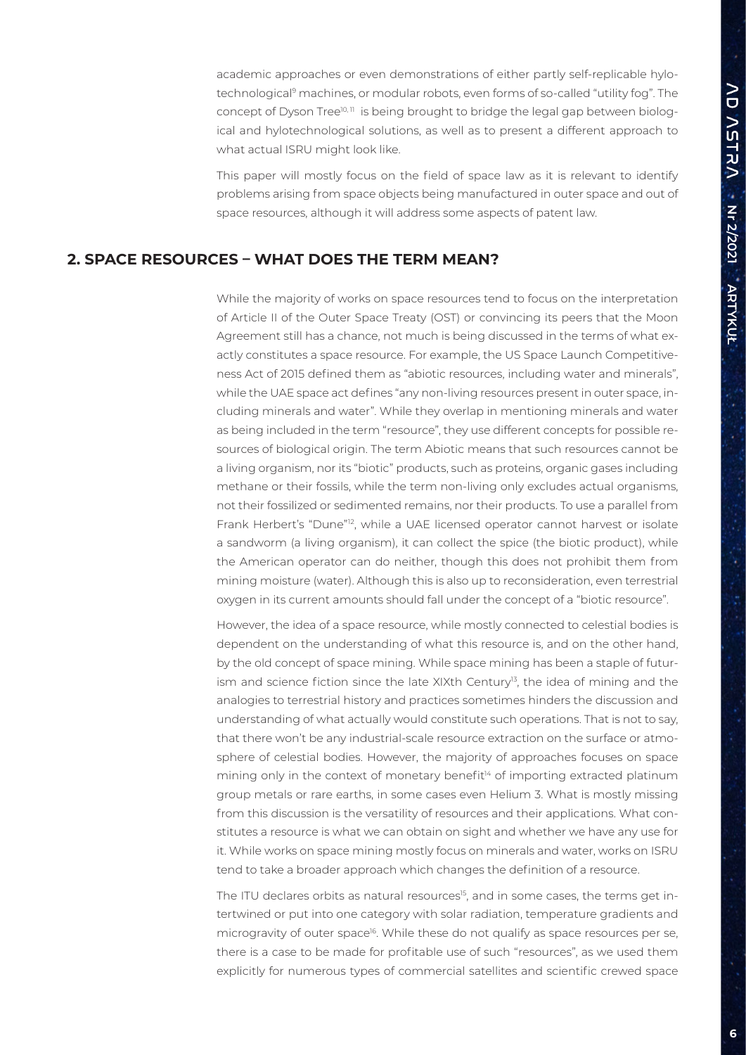academic approaches or even demonstrations of either partly self-replicable hylotechnological[9] machines, or modular robots, even forms of so-called "utility fog". The concept of Dyson Tree[10, 11] is being brought to bridge the legal gap between biological and hylotechnological solutions, as well as to present a different approach to what actual ISRU might look like.

This paper will mostly focus on the field of space law as it is relevant to identify problems arising from space objects being manufactured in outer space and out of space resources, although it will address some aspects of patent law.

## 2. SPACE RESOURCES – WHAT DOES THE TERM MEAN?

While the majority of works on space resources tend to focus on the interpretation of Article II of the Outer Space Treaty (OST) or convincing its peers that the Moon Agreement still has a chance, not much is being discussed in the terms of what exactly constitutes a space resource. For example, the US Space Launch Competitiveness Act of 2015 defined them as "abiotic resources, including water and minerals", while the UAE space act defines "any non-living resources present in outer space, including minerals and water". While they overlap in mentioning minerals and water as being included in the term "resource", they use different concepts for possible resources of biological origin. The term Abiotic means that such resources cannot be a living organism, nor its "biotic" products, such as proteins, organic gases including methane or their fossils, while the term non-living only excludes actual organisms, not their fossilized or sedimented remains, nor their products. To use a parallel from Frank Herbert's "Dune"[12], while a UAE licensed operator cannot harvest or isolate a sandworm (a living organism), it can collect the spice (the biotic product), while the American operator can do neither, though this does not prohibit them from mining moisture (water). Although this is also up to reconsideration, even terrestrial oxygen in its current amounts should fall under the concept of a "biotic resource".

However, the idea of a space resource, while mostly connected to celestial bodies is dependent on the understanding of what this resource is, and on the other hand, by the old concept of space mining. While space mining has been a staple of futurism and science fiction since the late XIXth Century[13], the idea of mining and the analogies to terrestrial history and practices sometimes hinders the discussion and understanding of what actually would constitute such operations. That is not to say, that there won't be any industrial-scale resource extraction on the surface or atmosphere of celestial bodies. However, the majority of approaches focuses on space mining only in the context of monetary benefit[14] of importing extracted platinum group metals or rare earths, in some cases even Helium 3. What is mostly missing from this discussion is the versatility of resources and their applications. What constitutes a resource is what we can obtain on sight and whether we have any use for it. While works on space mining mostly focus on minerals and water, works on ISRU tend to take a broader approach which changes the definition of a resource.

The ITU declares orbits as natural resources[15], and in some cases, the terms get intertwined or put into one category with solar radiation, temperature gradients and microgravity of outer space[16]. While these do not qualify as space resources per se, there is a case to be made for profitable use of such "resources", as we used them explicitly for numerous types of commercial satellites and scientific crewed space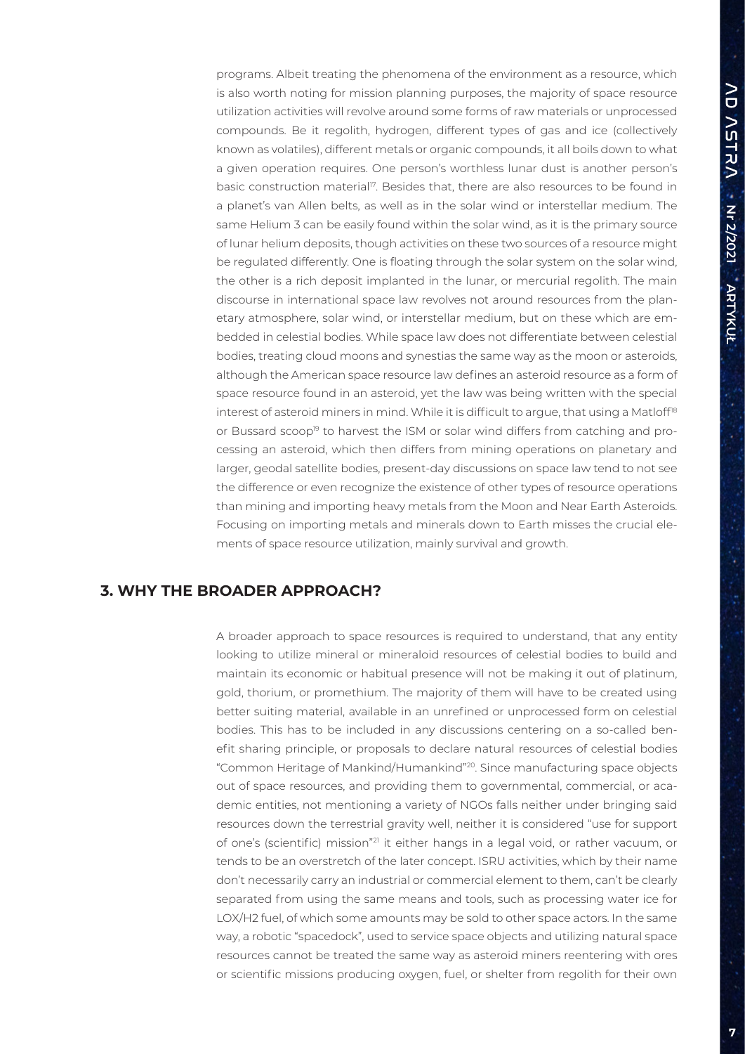programs. Albeit treating the phenomena of the environment as a resource, which is also worth noting for mission planning purposes, the majority of space resource utilization activities will revolve around some forms of raw materials or unprocessed compounds. Be it regolith, hydrogen, different types of gas and ice (collectively known as volatiles), different metals or organic compounds, it all boils down to what a given operation requires. One person's worthless lunar dust is another person's basic construction material[17]. Besides that, there are also resources to be found in a planet's van Allen belts, as well as in the solar wind or interstellar medium. The same Helium 3 can be easily found within the solar wind, as it is the primary source of lunar helium deposits, though activities on these two sources of a resource might be regulated differently. One is floating through the solar system on the solar wind, the other is a rich deposit implanted in the lunar, or mercurial regolith. The main discourse in international space law revolves not around resources from the planetary atmosphere, solar wind, or interstellar medium, but on these which are embedded in celestial bodies. While space law does not differentiate between celestial bodies, treating cloud moons and synestias the same way as the moon or asteroids, although the American space resource law defines an asteroid resource as a form of space resource found in an asteroid, yet the law was being written with the special interest of asteroid miners in mind. While it is difficult to argue, that using a Matloff[18] or Bussard scoop[19] to harvest the ISM or solar wind differs from catching and processing an asteroid, which then differs from mining operations on planetary and larger, geodal satellite bodies, present-day discussions on space law tend to not see the difference or even recognize the existence of other types of resource operations than mining and importing heavy metals from the Moon and Near Earth Asteroids. Focusing on importing metals and minerals down to Earth misses the crucial elements of space resource utilization, mainly survival and growth.

## 3. WHY THE BROADER APPROACH?

A broader approach to space resources is required to understand, that any entity looking to utilize mineral or mineraloid resources of celestial bodies to build and maintain its economic or habitual presence will not be making it out of platinum, gold, thorium, or promethium. The majority of them will have to be created using better suiting material, available in an unrefined or unprocessed form on celestial bodies. This has to be included in any discussions centering on a so-called benefit sharing principle, or proposals to declare natural resources of celestial bodies "Common Heritage of Mankind/Humankind"[20]. Since manufacturing space objects out of space resources, and providing them to governmental, commercial, or academic entities, not mentioning a variety of NGOs falls neither under bringing said resources down the terrestrial gravity well, neither it is considered "use for support of one's (scientific) mission"[21] it either hangs in a legal void, or rather vacuum, or tends to be an overstretch of the later concept. ISRU activities, which by their name don't necessarily carry an industrial or commercial element to them, can't be clearly separated from using the same means and tools, such as processing water ice for LOX/H2 fuel, of which some amounts may be sold to other space actors. In the same way, a robotic "spacedock", used to service space objects and utilizing natural space resources cannot be treated the same way as asteroid miners reentering with ores or scientific missions producing oxygen, fuel, or shelter from regolith for their own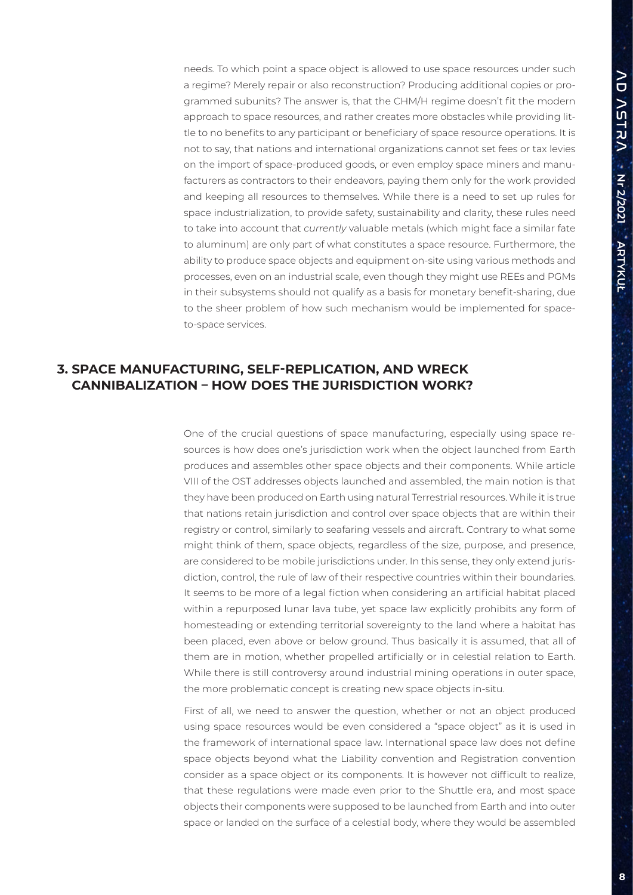needs. To which point a space object is allowed to use space resources under such a regime? Merely repair or also reconstruction? Producing additional copies or programmed subunits? The answer is, that the CHM/H regime doesn't fit the modern approach to space resources, and rather creates more obstacles while providing little to no benefits to any participant or beneficiary of space resource operations. It is not to say, that nations and international organizations cannot set fees or tax levies on the import of space-produced goods, or even employ space miners and manufacturers as contractors to their endeavors, paying them only for the work provided and keeping all resources to themselves. While there is a need to set up rules for space industrialization, to provide safety, sustainability and clarity, these rules need to take into account that *currently* valuable metals (which might face a similar fate to aluminum) are only part of what constitutes a space resource. Furthermore, the ability to produce space objects and equipment on-site using various methods and processes, even on an industrial scale, even though they might use REEs and PGMs in their subsystems should not qualify as a basis for monetary benefit-sharing, due to the sheer problem of how such mechanism would be implemented for space-to-space services.

## 3. SPACE MANUFACTURING, SELF-REPLICATION, AND WRECK CANNIBALIZATION – HOW DOES THE JURISDICTION WORK?

One of the crucial questions of space manufacturing, especially using space resources is how does one's jurisdiction work when the object launched from Earth produces and assembles other space objects and their components. While article VIII of the OST addresses objects launched and assembled, the main notion is that they have been produced on Earth using natural Terrestrial resources. While it is true that nations retain jurisdiction and control over space objects that are within their registry or control, similarly to seafaring vessels and aircraft. Contrary to what some might think of them, space objects, regardless of the size, purpose, and presence, are considered to be mobile jurisdictions under. In this sense, they only extend jurisdiction, control, the rule of law of their respective countries within their boundaries. It seems to be more of a legal fiction when considering an artificial habitat placed within a repurposed lunar lava tube, yet space law explicitly prohibits any form of homesteading or extending territorial sovereignty to the land where a habitat has been placed, even above or below ground. Thus basically it is assumed, that all of them are in motion, whether propelled artificially or in celestial relation to Earth. While there is still controversy around industrial mining operations in outer space, the more problematic concept is creating new space objects in-situ.

First of all, we need to answer the question, whether or not an object produced using space resources would be even considered a "space object" as it is used in the framework of international space law. International space law does not define space objects beyond what the Liability convention and Registration convention consider as a space object or its components. It is however not difficult to realize, that these regulations were made even prior to the Shuttle era, and most space objects their components were supposed to be launched from Earth and into outer space or landed on the surface of a celestial body, where they would be assembled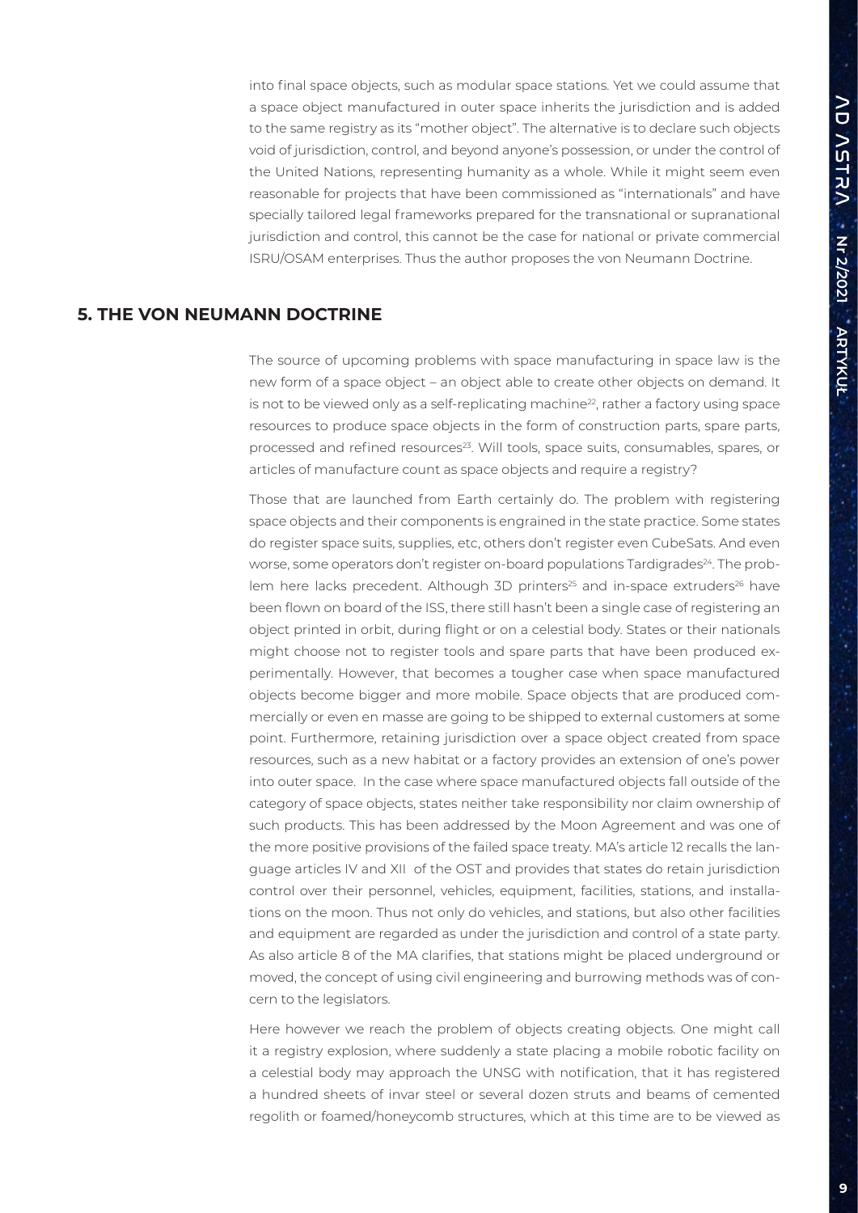into final space objects, such as modular space stations. Yet we could assume that a space object manufactured in outer space inherits the jurisdiction and is added to the same registry as its "mother object". The alternative is to declare such objects void of jurisdiction, control, and beyond anyone's possession, or under the control of the United Nations, representing humanity as a whole. While it might seem even reasonable for projects that have been commissioned as "internationals" and have specially tailored legal frameworks prepared for the transnational or supranational jurisdiction and control, this cannot be the case for national or private commercial ISRU/OSAM enterprises. Thus the author proposes the von Neumann Doctrine.

## 5. THE VON NEUMANN DOCTRINE

The source of upcoming problems with space manufacturing in space law is the new form of a space object – an object able to create other objects on demand. It is not to be viewed only as a self-replicating machine[22], rather a factory using space resources to produce space objects in the form of construction parts, spare parts, processed and refined resources[23]. Will tools, space suits, consumables, spares, or articles of manufacture count as space objects and require a registry?

Those that are launched from Earth certainly do. The problem with registering space objects and their components is engrained in the state practice. Some states do register space suits, supplies, etc, others don't register even CubeSats. And even worse, some operators don't register on-board populations Tardigrades[24]. The problem here lacks precedent. Although 3D printers[25] and in-space extruders[26] have been flown on board of the ISS, there still hasn't been a single case of registering an object printed in orbit, during flight or on a celestial body. States or their nationals might choose not to register tools and spare parts that have been produced experimentally. However, that becomes a tougher case when space manufactured objects become bigger and more mobile. Space objects that are produced commercially or even en masse are going to be shipped to external customers at some point. Furthermore, retaining jurisdiction over a space object created from space resources, such as a new habitat or a factory provides an extension of one's power into outer space. In the case where space manufactured objects fall outside of the category of space objects, states neither take responsibility nor claim ownership of such products. This has been addressed by the Moon Agreement and was one of the more positive provisions of the failed space treaty. MA's article 12 recalls the language articles IV and XII of the OST and provides that states do retain jurisdiction control over their personnel, vehicles, equipment, facilities, stations, and installations on the moon. Thus not only do vehicles, and stations, but also other facilities and equipment are regarded as under the jurisdiction and control of a state party. As also article 8 of the MA clarifies, that stations might be placed underground or moved, the concept of using civil engineering and burrowing methods was of concern to the legislators.

Here however we reach the problem of objects creating objects. One might call it a registry explosion, where suddenly a state placing a mobile robotic facility on a celestial body may approach the UNSG with notification, that it has registered a hundred sheets of invar steel or several dozen struts and beams of cemented regolith or foamed/honeycomb structures, which at this time are to be viewed as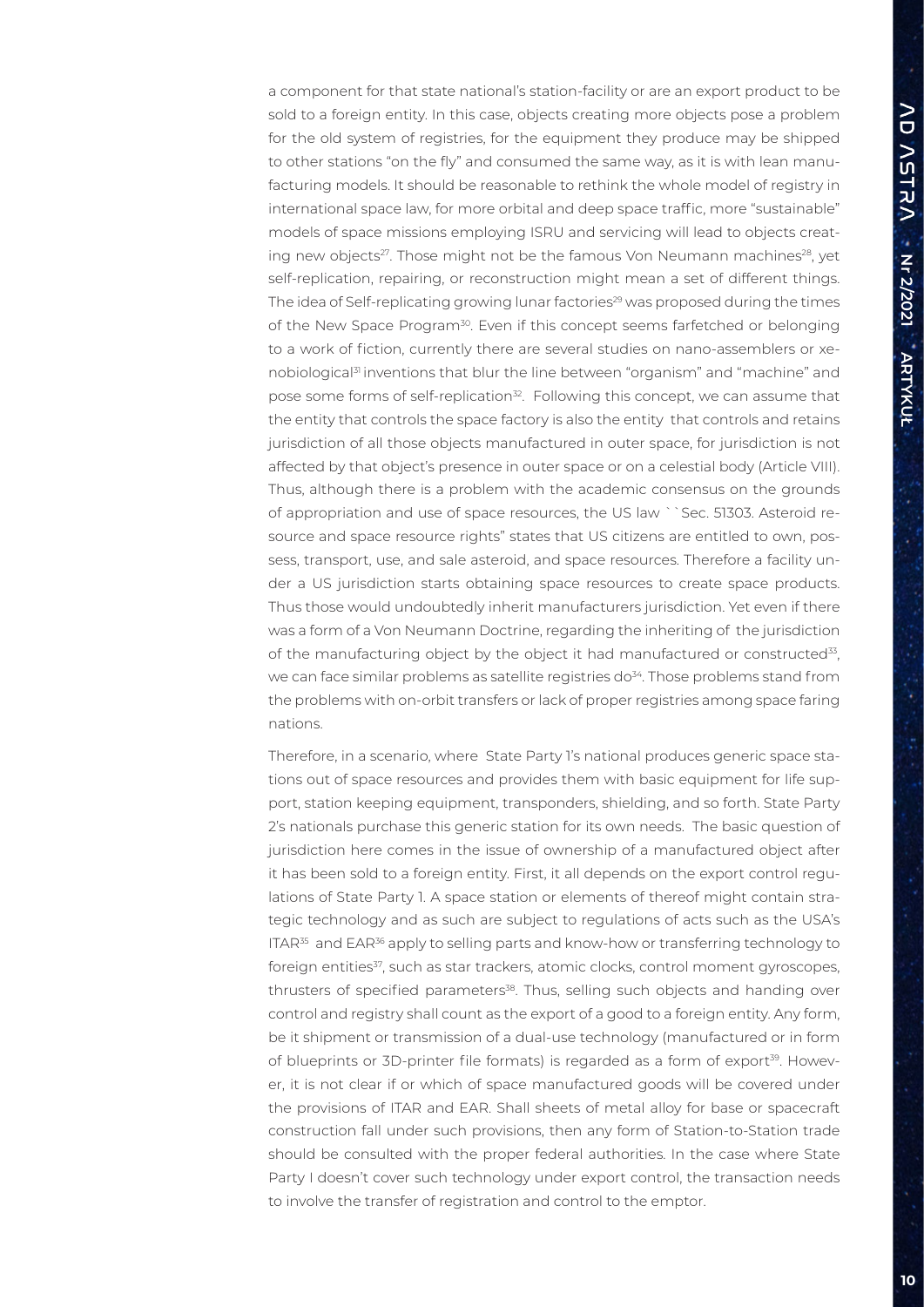a component for that state national's station-facility or are an export product to be sold to a foreign entity. In this case, objects creating more objects pose a problem for the old system of registries, for the equipment they produce may be shipped to other stations "on the fly" and consumed the same way, as it is with lean manufacturing models. It should be reasonable to rethink the whole model of registry in international space law, for more orbital and deep space traffic, more "sustainable" models of space missions employing ISRU and servicing will lead to objects creating new objects[27]. Those might not be the famous Von Neumann machines[28], yet self-replication, repairing, or reconstruction might mean a set of different things. The idea of Self-replicating growing lunar factories[29] was proposed during the times of the New Space Program[30]. Even if this concept seems farfetched or belonging to a work of fiction, currently there are several studies on nano-assemblers or xenobiological[31] inventions that blur the line between "organism" and "machine" and pose some forms of self-replication[32]. Following this concept, we can assume that the entity that controls the space factory is also the entity that controls and retains jurisdiction of all those objects manufactured in outer space, for jurisdiction is not affected by that object's presence in outer space or on a celestial body (Article VIII). Thus, although there is a problem with the academic consensus on the grounds of appropriation and use of space resources, the US law ``Sec. 51303. Asteroid resource and space resource rights" states that US citizens are entitled to own, possess, transport, use, and sale asteroid, and space resources. Therefore a facility under a US jurisdiction starts obtaining space resources to create space products. Thus those would undoubtedly inherit manufacturers jurisdiction. Yet even if there was a form of a Von Neumann Doctrine, regarding the inheriting of the jurisdiction of the manufacturing object by the object it had manufactured or constructed[33], we can face similar problems as satellite registries do[34]. Those problems stand from the problems with on-orbit transfers or lack of proper registries among space faring nations.

Therefore, in a scenario, where State Party 1's national produces generic space stations out of space resources and provides them with basic equipment for life support, station keeping equipment, transponders, shielding, and so forth. State Party 2's nationals purchase this generic station for its own needs. The basic question of jurisdiction here comes in the issue of ownership of a manufactured object after it has been sold to a foreign entity. First, it all depends on the export control regulations of State Party 1. A space station or elements of thereof might contain strategic technology and as such are subject to regulations of acts such as the USA's ITAR[35] and EAR[36] apply to selling parts and know-how or transferring technology to foreign entities[37], such as star trackers, atomic clocks, control moment gyroscopes, thrusters of specified parameters[38]. Thus, selling such objects and handing over control and registry shall count as the export of a good to a foreign entity. Any form, be it shipment or transmission of a dual-use technology (manufactured or in form of blueprints or 3D-printer file formats) is regarded as a form of export[39]. However, it is not clear if or which of space manufactured goods will be covered under the provisions of ITAR and EAR. Shall sheets of metal alloy for base or spacecraft construction fall under such provisions, then any form of Station-to-Station trade should be consulted with the proper federal authorities. In the case where State Party I doesn't cover such technology under export control, the transaction needs to involve the transfer of registration and control to the emptor.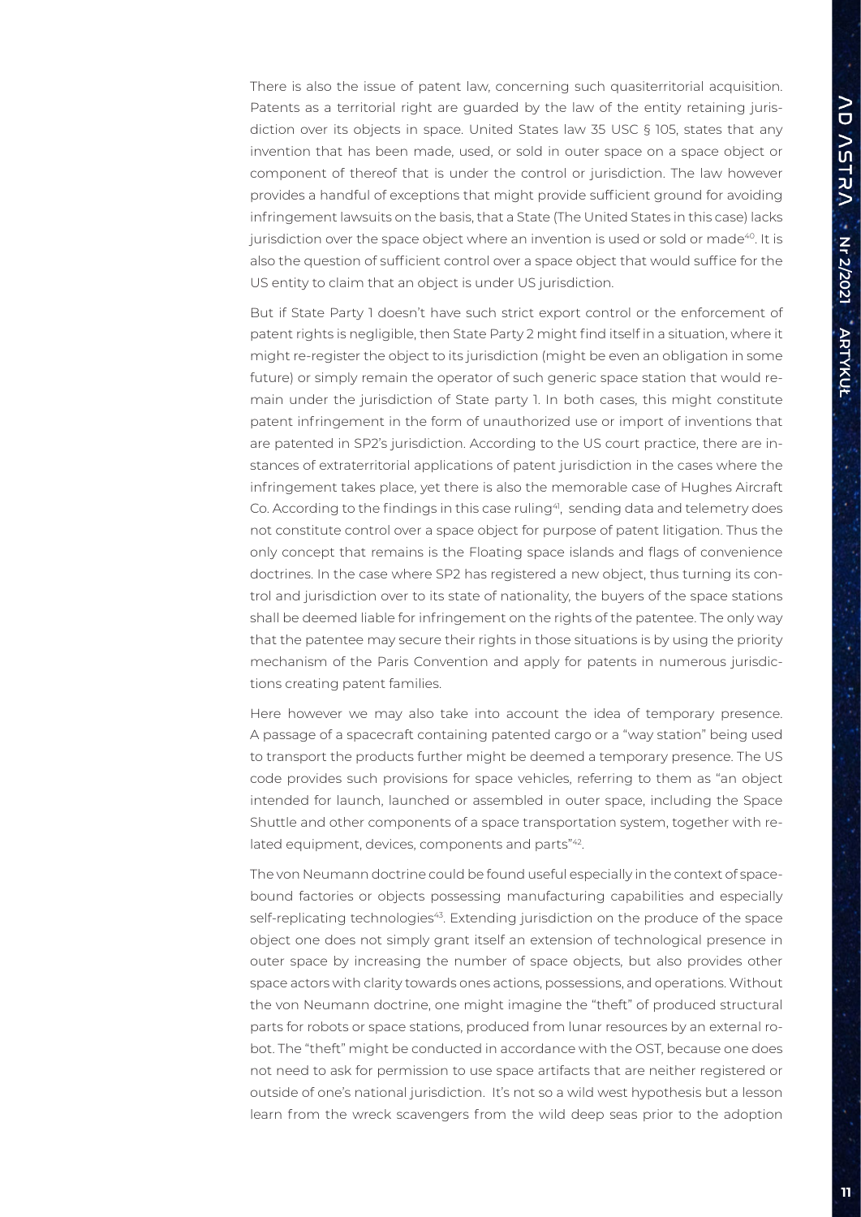There is also the issue of patent law, concerning such quasiterritorial acquisition. Patents as a territorial right are guarded by the law of the entity retaining jurisdiction over its objects in space. United States law 35 USC § 105, states that any invention that has been made, used, or sold in outer space on a space object or component of thereof that is under the control or jurisdiction. The law however provides a handful of exceptions that might provide sufficient ground for avoiding infringement lawsuits on the basis, that a State (The United States in this case) lacks jurisdiction over the space object where an invention is used or sold or made[40]. It is also the question of sufficient control over a space object that would suffice for the US entity to claim that an object is under US jurisdiction.

But if State Party 1 doesn't have such strict export control or the enforcement of patent rights is negligible, then State Party 2 might find itself in a situation, where it might re-register the object to its jurisdiction (might be even an obligation in some future) or simply remain the operator of such generic space station that would remain under the jurisdiction of State party 1. In both cases, this might constitute patent infringement in the form of unauthorized use or import of inventions that are patented in SP2's jurisdiction. According to the US court practice, there are instances of extraterritorial applications of patent jurisdiction in the cases where the infringement takes place, yet there is also the memorable case of Hughes Aircraft Co. According to the findings in this case ruling[41], sending data and telemetry does not constitute control over a space object for purpose of patent litigation. Thus the only concept that remains is the Floating space islands and flags of convenience doctrines. In the case where SP2 has registered a new object, thus turning its control and jurisdiction over to its state of nationality, the buyers of the space stations shall be deemed liable for infringement on the rights of the patentee. The only way that the patentee may secure their rights in those situations is by using the priority mechanism of the Paris Convention and apply for patents in numerous jurisdictions creating patent families.

Here however we may also take into account the idea of temporary presence. A passage of a spacecraft containing patented cargo or a "way station" being used to transport the products further might be deemed a temporary presence. The US code provides such provisions for space vehicles, referring to them as "an object intended for launch, launched or assembled in outer space, including the Space Shuttle and other components of a space transportation system, together with related equipment, devices, components and parts"[42].

The von Neumann doctrine could be found useful especially in the context of spacebound factories or objects possessing manufacturing capabilities and especially self-replicating technologies[43]. Extending jurisdiction on the produce of the space object one does not simply grant itself an extension of technological presence in outer space by increasing the number of space objects, but also provides other space actors with clarity towards ones actions, possessions, and operations. Without the von Neumann doctrine, one might imagine the "theft" of produced structural parts for robots or space stations, produced from lunar resources by an external robot. The "theft" might be conducted in accordance with the OST, because one does not need to ask for permission to use space artifacts that are neither registered or outside of one's national jurisdiction. It's not so a wild west hypothesis but a lesson learn from the wreck scavengers from the wild deep seas prior to the adoption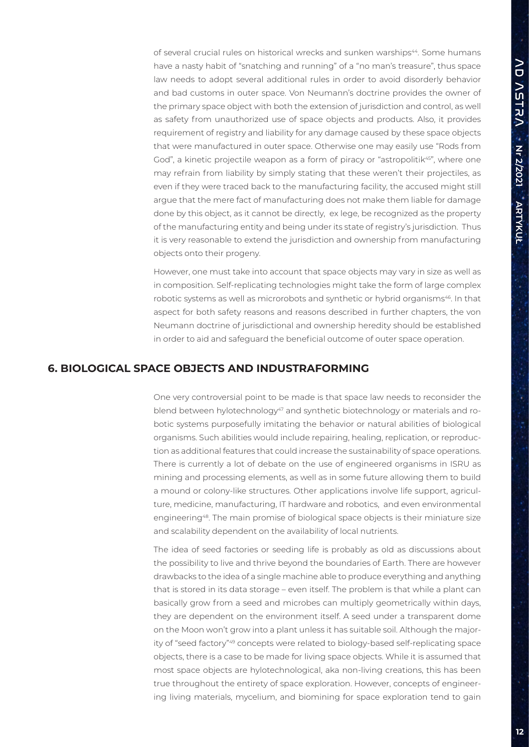of several crucial rules on historical wrecks and sunken warships[44]. Some humans have a nasty habit of "snatching and running" of a "no man's treasure", thus space law needs to adopt several additional rules in order to avoid disorderly behavior and bad customs in outer space. Von Neumann's doctrine provides the owner of the primary space object with both the extension of jurisdiction and control, as well as safety from unauthorized use of space objects and products. Also, it provides requirement of registry and liability for any damage caused by these space objects that were manufactured in outer space. Otherwise one may easily use "Rods from God", a kinetic projectile weapon as a form of piracy or "astropolitik[45]", where one may refrain from liability by simply stating that these weren't their projectiles, as even if they were traced back to the manufacturing facility, the accused might still argue that the mere fact of manufacturing does not make them liable for damage done by this object, as it cannot be directly, ex lege, be recognized as the property of the manufacturing entity and being under its state of registry's jurisdiction. Thus it is very reasonable to extend the jurisdiction and ownership from manufacturing objects onto their progeny.

However, one must take into account that space objects may vary in size as well as in composition. Self-replicating technologies might take the form of large complex robotic systems as well as microrobots and synthetic or hybrid organisms[46]. In that aspect for both safety reasons and reasons described in further chapters, the von Neumann doctrine of jurisdictional and ownership heredity should be established in order to aid and safeguard the beneficial outcome of outer space operation.

## 6. BIOLOGICAL SPACE OBJECTS AND INDUSTRAFORMING

One very controversial point to be made is that space law needs to reconsider the blend between hylotechnology[47] and synthetic biotechnology or materials and robotic systems purposefully imitating the behavior or natural abilities of biological organisms. Such abilities would include repairing, healing, replication, or reproduction as additional features that could increase the sustainability of space operations. There is currently a lot of debate on the use of engineered organisms in ISRU as mining and processing elements, as well as in some future allowing them to build a mound or colony-like structures. Other applications involve life support, agriculture, medicine, manufacturing, IT hardware and robotics, and even environmental engineering[48]. The main promise of biological space objects is their miniature size and scalability dependent on the availability of local nutrients.

The idea of seed factories or seeding life is probably as old as discussions about the possibility to live and thrive beyond the boundaries of Earth. There are however drawbacks to the idea of a single machine able to produce everything and anything that is stored in its data storage – even itself. The problem is that while a plant can basically grow from a seed and microbes can multiply geometrically within days, they are dependent on the environment itself. A seed under a transparent dome on the Moon won't grow into a plant unless it has suitable soil. Although the majority of "seed factory"[49] concepts were related to biology-based self-replicating space objects, there is a case to be made for living space objects. While it is assumed that most space objects are hylotechnological, aka non-living creations, this has been true throughout the entirety of space exploration. However, concepts of engineering living materials, mycelium, and biomining for space exploration tend to gain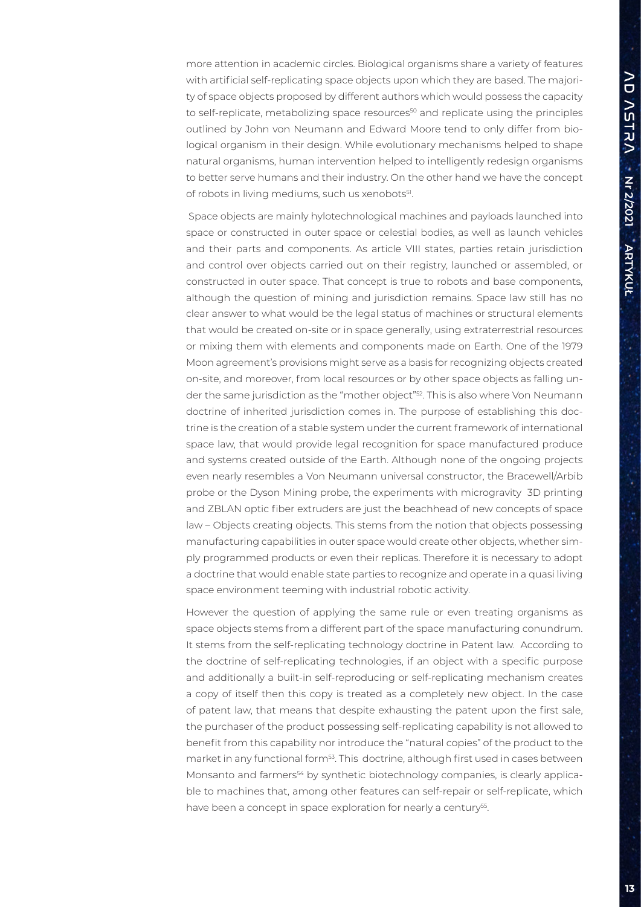more attention in academic circles. Biological organisms share a variety of features with artificial self-replicating space objects upon which they are based. The majority of space objects proposed by different authors which would possess the capacity to self-replicate, metabolizing space resources[50] and replicate using the principles outlined by John von Neumann and Edward Moore tend to only differ from biological organism in their design. While evolutionary mechanisms helped to shape natural organisms, human intervention helped to intelligently redesign organisms to better serve humans and their industry. On the other hand we have the concept of robots in living mediums, such us xenobots[51].

Space objects are mainly hylotechnological machines and payloads launched into space or constructed in outer space or celestial bodies, as well as launch vehicles and their parts and components. As article VIII states, parties retain jurisdiction and control over objects carried out on their registry, launched or assembled, or constructed in outer space. That concept is true to robots and base components, although the question of mining and jurisdiction remains. Space law still has no clear answer to what would be the legal status of machines or structural elements that would be created on-site or in space generally, using extraterrestrial resources or mixing them with elements and components made on Earth. One of the 1979 Moon agreement's provisions might serve as a basis for recognizing objects created on-site, and moreover, from local resources or by other space objects as falling under the same jurisdiction as the "mother object"[52]. This is also where Von Neumann doctrine of inherited jurisdiction comes in. The purpose of establishing this doctrine is the creation of a stable system under the current framework of international space law, that would provide legal recognition for space manufactured produce and systems created outside of the Earth. Although none of the ongoing projects even nearly resembles a Von Neumann universal constructor, the Bracewell/Arbib probe or the Dyson Mining probe, the experiments with microgravity 3D printing and ZBLAN optic fiber extruders are just the beachhead of new concepts of space law – Objects creating objects. This stems from the notion that objects possessing manufacturing capabilities in outer space would create other objects, whether simply programmed products or even their replicas. Therefore it is necessary to adopt a doctrine that would enable state parties to recognize and operate in a quasi living space environment teeming with industrial robotic activity.

However the question of applying the same rule or even treating organisms as space objects stems from a different part of the space manufacturing conundrum. It stems from the self-replicating technology doctrine in Patent law. According to the doctrine of self-replicating technologies, if an object with a specific purpose and additionally a built-in self-reproducing or self-replicating mechanism creates a copy of itself then this copy is treated as a completely new object. In the case of patent law, that means that despite exhausting the patent upon the first sale, the purchaser of the product possessing self-replicating capability is not allowed to benefit from this capability nor introduce the "natural copies" of the product to the market in any functional form[53]. This doctrine, although first used in cases between Monsanto and farmers[54] by synthetic biotechnology companies, is clearly applicable to machines that, among other features can self-repair or self-replicate, which have been a concept in space exploration for nearly a century[55].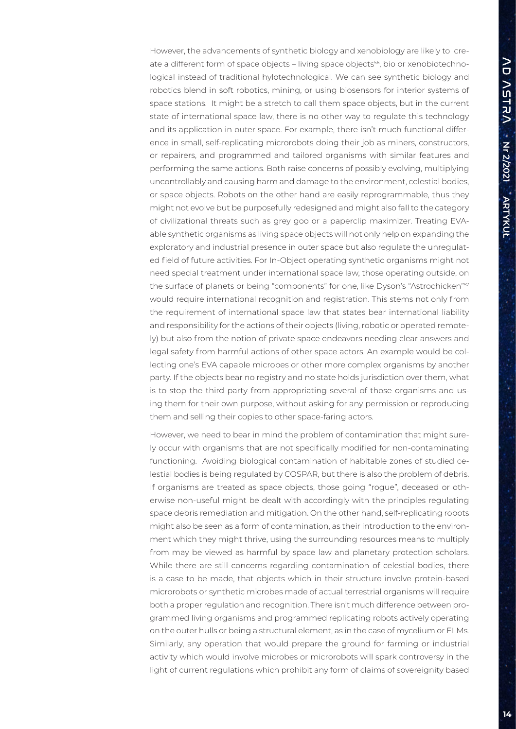However, the advancements of synthetic biology and xenobiology are likely to create a different form of space objects – living space objects[56], bio or xenobiotechnological instead of traditional hylotechnological. We can see synthetic biology and robotics blend in soft robotics, mining, or using biosensors for interior systems of space stations. It might be a stretch to call them space objects, but in the current state of international space law, there is no other way to regulate this technology and its application in outer space. For example, there isn't much functional difference in small, self-replicating microrobots doing their job as miners, constructors, or repairers, and programmed and tailored organisms with similar features and performing the same actions. Both raise concerns of possibly evolving, multiplying uncontrollably and causing harm and damage to the environment, celestial bodies, or space objects. Robots on the other hand are easily reprogrammable, thus they might not evolve but be purposefully redesigned and might also fall to the category of civilizational threats such as grey goo or a paperclip maximizer. Treating EVA-able synthetic organisms as living space objects will not only help on expanding the exploratory and industrial presence in outer space but also regulate the unregulated field of future activities. For In-Object operating synthetic organisms might not need special treatment under international space law, those operating outside, on the surface of planets or being "components" for one, like Dyson's "Astrochicken"[57] would require international recognition and registration. This stems not only from the requirement of international space law that states bear international liability and responsibility for the actions of their objects (living, robotic or operated remotely) but also from the notion of private space endeavors needing clear answers and legal safety from harmful actions of other space actors. An example would be collecting one's EVA capable microbes or other more complex organisms by another party. If the objects bear no registry and no state holds jurisdiction over them, what is to stop the third party from appropriating several of those organisms and using them for their own purpose, without asking for any permission or reproducing them and selling their copies to other space-faring actors.

However, we need to bear in mind the problem of contamination that might surely occur with organisms that are not specifically modified for non-contaminating functioning. Avoiding biological contamination of habitable zones of studied celestial bodies is being regulated by COSPAR, but there is also the problem of debris. If organisms are treated as space objects, those going "rogue", deceased or otherwise non-useful might be dealt with accordingly with the principles regulating space debris remediation and mitigation. On the other hand, self-replicating robots might also be seen as a form of contamination, as their introduction to the environment which they might thrive, using the surrounding resources means to multiply from may be viewed as harmful by space law and planetary protection scholars. While there are still concerns regarding contamination of celestial bodies, there is a case to be made, that objects which in their structure involve protein-based microrobots or synthetic microbes made of actual terrestrial organisms will require both a proper regulation and recognition. There isn't much difference between programmed living organisms and programmed replicating robots actively operating on the outer hulls or being a structural element, as in the case of mycelium or ELMs. Similarly, any operation that would prepare the ground for farming or industrial activity which would involve microbes or microrobots will spark controversy in the light of current regulations which prohibit any form of claims of sovereignty based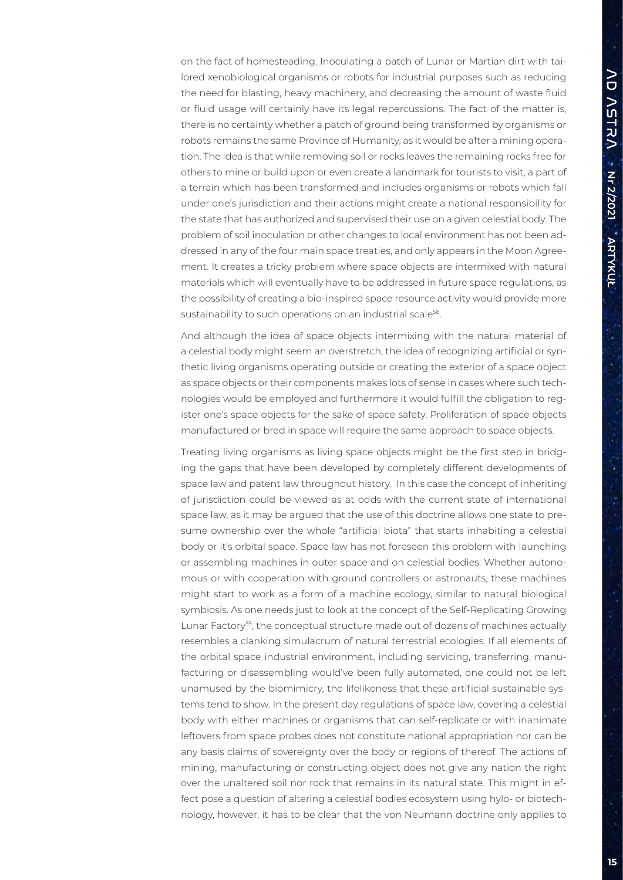on the fact of homesteading. Inoculating a patch of Lunar or Martian dirt with tailored xenobiological organisms or robots for industrial purposes such as reducing the need for blasting, heavy machinery, and decreasing the amount of waste fluid or fluid usage will certainly have its legal repercussions. The fact of the matter is, there is no certainty whether a patch of ground being transformed by organisms or robots remains the same Province of Humanity, as it would be after a mining operation. The idea is that while removing soil or rocks leaves the remaining rocks free for others to mine or build upon or even create a landmark for tourists to visit, a part of a terrain which has been transformed and includes organisms or robots which fall under one's jurisdiction and their actions might create a national responsibility for the state that has authorized and supervised their use on a given celestial body. The problem of soil inoculation or other changes to local environment has not been addressed in any of the four main space treaties, and only appears in the Moon Agreement. It creates a tricky problem where space objects are intermixed with natural materials which will eventually have to be addressed in future space regulations, as the possibility of creating a bio-inspired space resource activity would provide more sustainability to such operations on an industrial scale[58].

And although the idea of space objects intermixing with the natural material of a celestial body might seem an overstretch, the idea of recognizing artificial or synthetic living organisms operating outside or creating the exterior of a space object as space objects or their components makes lots of sense in cases where such technologies would be employed and furthermore it would fulfill the obligation to register one's space objects for the sake of space safety. Proliferation of space objects manufactured or bred in space will require the same approach to space objects.

Treating living organisms as living space objects might be the first step in bridging the gaps that have been developed by completely different developments of space law and patent law throughout history. In this case the concept of inheriting of jurisdiction could be viewed as at odds with the current state of international space law, as it may be argued that the use of this doctrine allows one state to presume ownership over the whole "artificial biota" that starts inhabiting a celestial body or it's orbital space. Space law has not foreseen this problem with launching or assembling machines in outer space and on celestial bodies. Whether autonomous or with cooperation with ground controllers or astronauts, these machines might start to work as a form of a machine ecology, similar to natural biological symbiosis. As one needs just to look at the concept of the Self-Replicating Growing Lunar Factory[59], the conceptual structure made out of dozens of machines actually resembles a clanking simulacrum of natural terrestrial ecologies. If all elements of the orbital space industrial environment, including servicing, transferring, manufacturing or disassembling would've been fully automated, one could not be left unamused by the biomimicry, the lifelikeness that these artificial sustainable systems tend to show. In the present day regulations of space law, covering a celestial body with either machines or organisms that can self-replicate or with inanimate leftovers from space probes does not constitute national appropriation nor can be any basis claims of sovereignty over the body or regions of thereof. The actions of mining, manufacturing or constructing object does not give any nation the right over the unaltered soil nor rock that remains in its natural state. This might in effect pose a question of altering a celestial bodies ecosystem using hylo- or biotechnology, however, it has to be clear that the von Neumann doctrine only applies to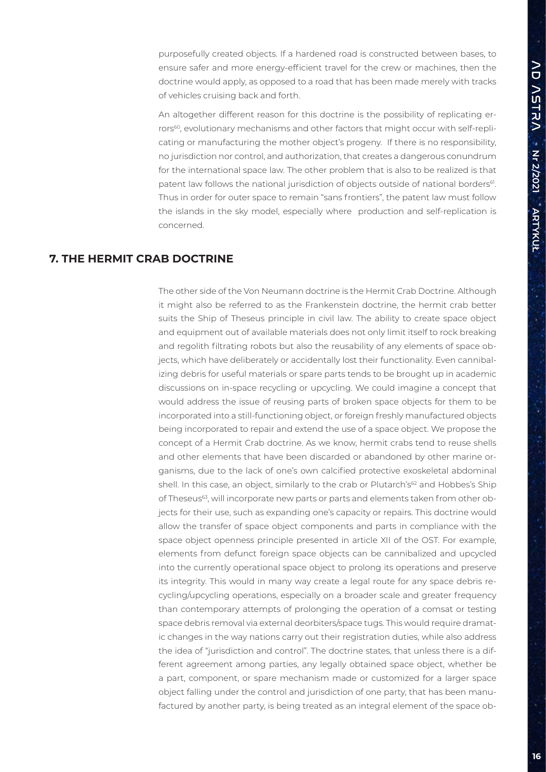purposefully created objects. If a hardened road is constructed between bases, to ensure safer and more energy-efficient travel for the crew or machines, then the doctrine would apply, as opposed to a road that has been made merely with tracks of vehicles cruising back and forth.

An altogether different reason for this doctrine is the possibility of replicating errors[60], evolutionary mechanisms and other factors that might occur with self-replicating or manufacturing the mother object's progeny. If there is no responsibility, no jurisdiction nor control, and authorization, that creates a dangerous conundrum for the international space law. The other problem that is also to be realized is that patent law follows the national jurisdiction of objects outside of national borders[61]. Thus in order for outer space to remain "sans frontiers", the patent law must follow the islands in the sky model, especially where production and self-replication is concerned.

## 7. THE HERMIT CRAB DOCTRINE

The other side of the Von Neumann doctrine is the Hermit Crab Doctrine. Although it might also be referred to as the Frankenstein doctrine, the hermit crab better suits the Ship of Theseus principle in civil law. The ability to create space object and equipment out of available materials does not only limit itself to rock breaking and regolith filtrating robots but also the reusability of any elements of space objects, which have deliberately or accidentally lost their functionality. Even cannibalizing debris for useful materials or spare parts tends to be brought up in academic discussions on in-space recycling or upcycling. We could imagine a concept that would address the issue of reusing parts of broken space objects for them to be incorporated into a still-functioning object, or foreign freshly manufactured objects being incorporated to repair and extend the use of a space object. We propose the concept of a Hermit Crab doctrine. As we know, hermit crabs tend to reuse shells and other elements that have been discarded or abandoned by other marine organisms, due to the lack of one's own calcified protective exoskeletal abdominal shell. In this case, an object, similarly to the crab or Plutarch's[62] and Hobbes's Ship of Theseus[63], will incorporate new parts or parts and elements taken from other objects for their use, such as expanding one's capacity or repairs. This doctrine would allow the transfer of space object components and parts in compliance with the space object openness principle presented in article XII of the OST. For example, elements from defunct foreign space objects can be cannibalized and upcycled into the currently operational space object to prolong its operations and preserve its integrity. This would in many way create a legal route for any space debris recycling/upcycling operations, especially on a broader scale and greater frequency than contemporary attempts of prolonging the operation of a comsat or testing space debris removal via external deorbiters/space tugs. This would require dramatic changes in the way nations carry out their registration duties, while also address the idea of "jurisdiction and control". The doctrine states, that unless there is a different agreement among parties, any legally obtained space object, whether be a part, component, or spare mechanism made or customized for a larger space object falling under the control and jurisdiction of one party, that has been manufactured by another party, is being treated as an integral element of the space ob-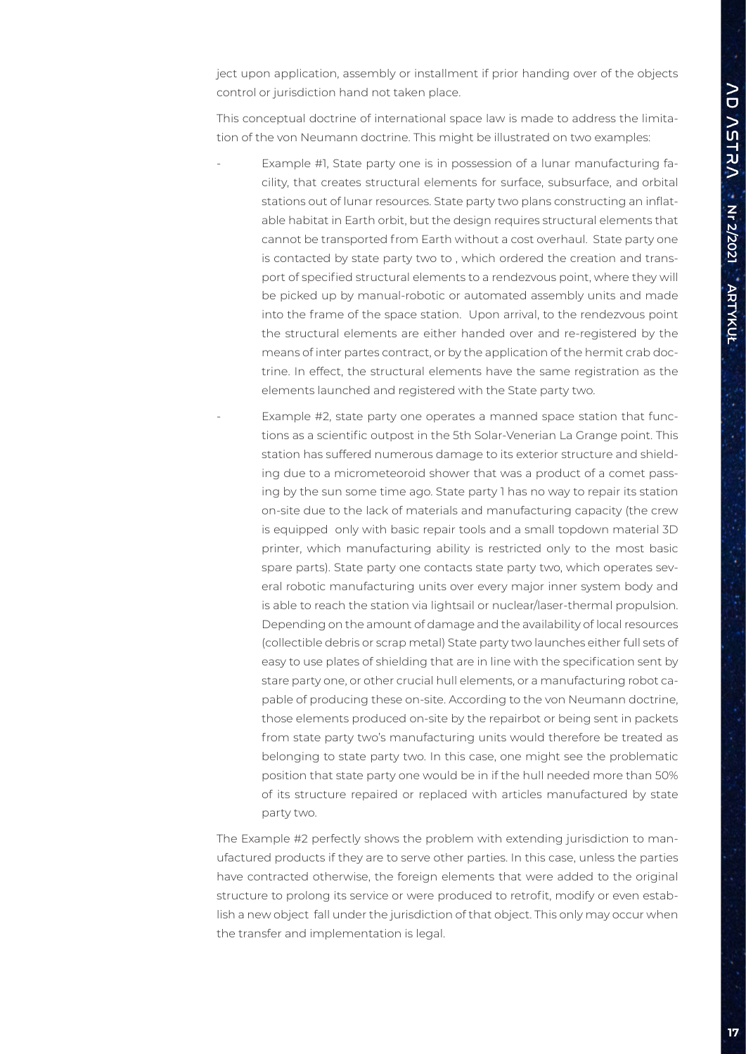ject upon application, assembly or installment if prior handing over of the objects control or jurisdiction hand not taken place.

This conceptual doctrine of international space law is made to address the limitation of the von Neumann doctrine. This might be illustrated on two examples:

- Example #1, State party one is in possession of a lunar manufacturing facility, that creates structural elements for surface, subsurface, and orbital stations out of lunar resources. State party two plans constructing an inflatable habitat in Earth orbit, but the design requires structural elements that cannot be transported from Earth without a cost overhaul. State party one is contacted by state party two to , which ordered the creation and transport of specified structural elements to a rendezvous point, where they will be picked up by manual-robotic or automated assembly units and made into the frame of the space station. Upon arrival, to the rendezvous point the structural elements are either handed over and re-registered by the means of inter partes contract, or by the application of the hermit crab doctrine. In effect, the structural elements have the same registration as the elements launched and registered with the State party two.
- Example #2, state party one operates a manned space station that functions as a scientific outpost in the 5th Solar-Venerian La Grange point. This station has suffered numerous damage to its exterior structure and shielding due to a micrometeoroid shower that was a product of a comet passing by the sun some time ago. State party 1 has no way to repair its station on-site due to the lack of materials and manufacturing capacity (the crew is equipped only with basic repair tools and a small topdown material 3D printer, which manufacturing ability is restricted only to the most basic spare parts). State party one contacts state party two, which operates several robotic manufacturing units over every major inner system body and is able to reach the station via lightsail or nuclear/laser-thermal propulsion. Depending on the amount of damage and the availability of local resources (collectible debris or scrap metal) State party two launches either full sets of easy to use plates of shielding that are in line with the specification sent by stare party one, or other crucial hull elements, or a manufacturing robot capable of producing these on-site. According to the von Neumann doctrine, those elements produced on-site by the repairbot or being sent in packets from state party two's manufacturing units would therefore be treated as belonging to state party two. In this case, one might see the problematic position that state party one would be in if the hull needed more than 50% of its structure repaired or replaced with articles manufactured by state party two.

The Example #2 perfectly shows the problem with extending jurisdiction to manufactured products if they are to serve other parties. In this case, unless the parties have contracted otherwise, the foreign elements that were added to the original structure to prolong its service or were produced to retrofit, modify or even establish a new object fall under the jurisdiction of that object. This only may occur when the transfer and implementation is legal.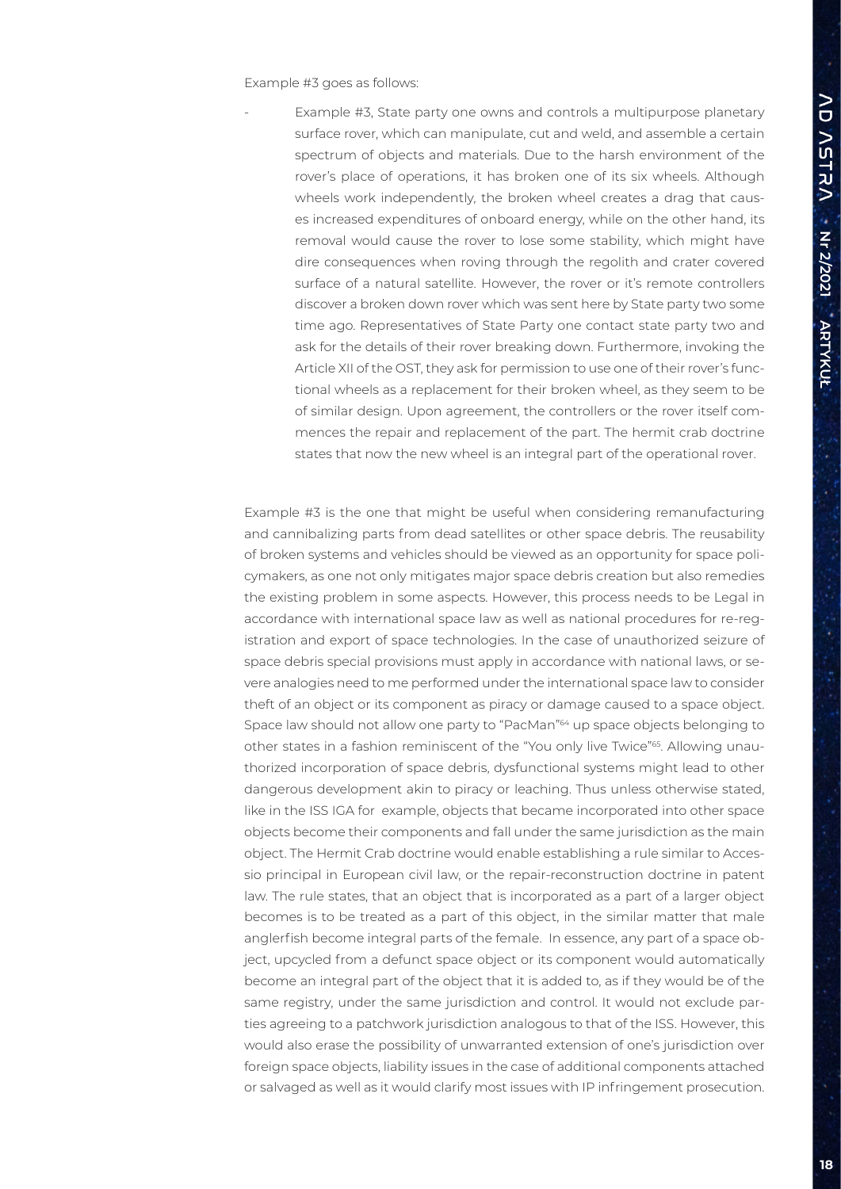Example #3 goes as follows:

- Example #3, State party one owns and controls a multipurpose planetary surface rover, which can manipulate, cut and weld, and assemble a certain spectrum of objects and materials. Due to the harsh environment of the rover's place of operations, it has broken one of its six wheels. Although wheels work independently, the broken wheel creates a drag that causes increased expenditures of onboard energy, while on the other hand, its removal would cause the rover to lose some stability, which might have dire consequences when roving through the regolith and crater covered surface of a natural satellite. However, the rover or it's remote controllers discover a broken down rover which was sent here by State party two some time ago. Representatives of State Party one contact state party two and ask for the details of their rover breaking down. Furthermore, invoking the Article XII of the OST, they ask for permission to use one of their rover's functional wheels as a replacement for their broken wheel, as they seem to be of similar design. Upon agreement, the controllers or the rover itself commences the repair and replacement of the part. The hermit crab doctrine states that now the new wheel is an integral part of the operational rover.

Example #3 is the one that might be useful when considering remanufacturing and cannibalizing parts from dead satellites or other space debris. The reusability of broken systems and vehicles should be viewed as an opportunity for space policymakers, as one not only mitigates major space debris creation but also remedies the existing problem in some aspects. However, this process needs to be Legal in accordance with international space law as well as national procedures for re-registration and export of space technologies. In the case of unauthorized seizure of space debris special provisions must apply in accordance with national laws, or severe analogies need to me performed under the international space law to consider theft of an object or its component as piracy or damage caused to a space object. Space law should not allow one party to "PacMan"[64] up space objects belonging to other states in a fashion reminiscent of the "You only live Twice"[65]. Allowing unauthorized incorporation of space debris, dysfunctional systems might lead to other dangerous development akin to piracy or leaching. Thus unless otherwise stated, like in the ISS IGA for example, objects that became incorporated into other space objects become their components and fall under the same jurisdiction as the main object. The Hermit Crab doctrine would enable establishing a rule similar to Accessio principal in European civil law, or the repair-reconstruction doctrine in patent law. The rule states, that an object that is incorporated as a part of a larger object becomes is to be treated as a part of this object, in the similar matter that male anglerfish become integral parts of the female. In essence, any part of a space object, upcycled from a defunct space object or its component would automatically become an integral part of the object that it is added to, as if they would be of the same registry, under the same jurisdiction and control. It would not exclude parties agreeing to a patchwork jurisdiction analogous to that of the ISS. However, this would also erase the possibility of unwarranted extension of one's jurisdiction over foreign space objects, liability issues in the case of additional components attached or salvaged as well as it would clarify most issues with IP infringement prosecution.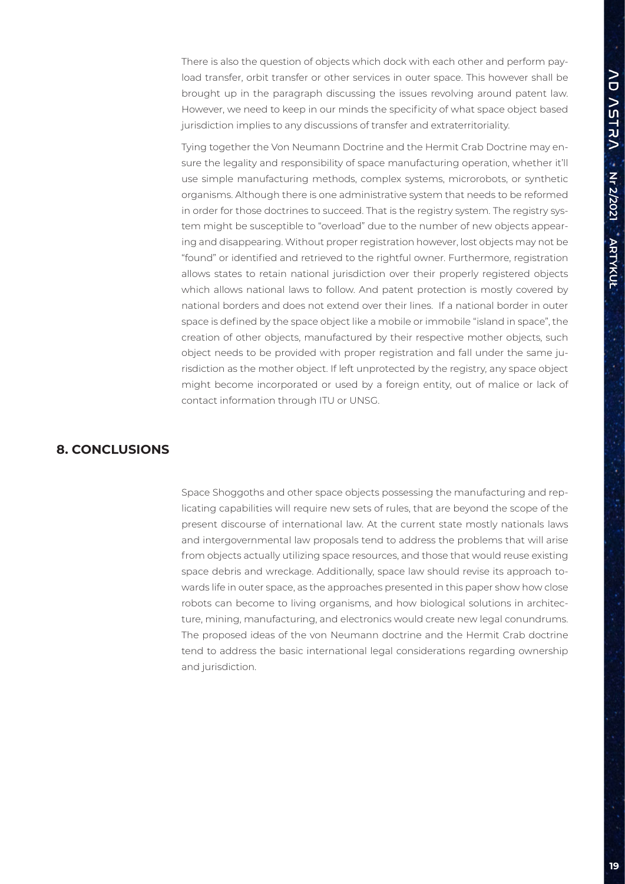There is also the question of objects which dock with each other and perform payload transfer, orbit transfer or other services in outer space. This however shall be brought up in the paragraph discussing the issues revolving around patent law. However, we need to keep in our minds the specificity of what space object based jurisdiction implies to any discussions of transfer and extraterritoriality.

Tying together the Von Neumann Doctrine and the Hermit Crab Doctrine may ensure the legality and responsibility of space manufacturing operation, whether it'll use simple manufacturing methods, complex systems, microrobots, or synthetic organisms. Although there is one administrative system that needs to be reformed in order for those doctrines to succeed. That is the registry system. The registry system might be susceptible to "overload" due to the number of new objects appearing and disappearing. Without proper registration however, lost objects may not be "found" or identified and retrieved to the rightful owner. Furthermore, registration allows states to retain national jurisdiction over their properly registered objects which allows national laws to follow. And patent protection is mostly covered by national borders and does not extend over their lines. If a national border in outer space is defined by the space object like a mobile or immobile "island in space", the creation of other objects, manufactured by their respective mother objects, such object needs to be provided with proper registration and fall under the same jurisdiction as the mother object. If left unprotected by the registry, any space object might become incorporated or used by a foreign entity, out of malice or lack of contact information through ITU or UNSG.

## 8. CONCLUSIONS

Space Shoggoths and other space objects possessing the manufacturing and replicating capabilities will require new sets of rules, that are beyond the scope of the present discourse of international law. At the current state mostly nationals laws and intergovernmental law proposals tend to address the problems that will arise from objects actually utilizing space resources, and those that would reuse existing space debris and wreckage. Additionally, space law should revise its approach towards life in outer space, as the approaches presented in this paper show how close robots can become to living organisms, and how biological solutions in architecture, mining, manufacturing, and electronics would create new legal conundrums. The proposed ideas of the von Neumann doctrine and the Hermit Crab doctrine tend to address the basic international legal considerations regarding ownership and jurisdiction.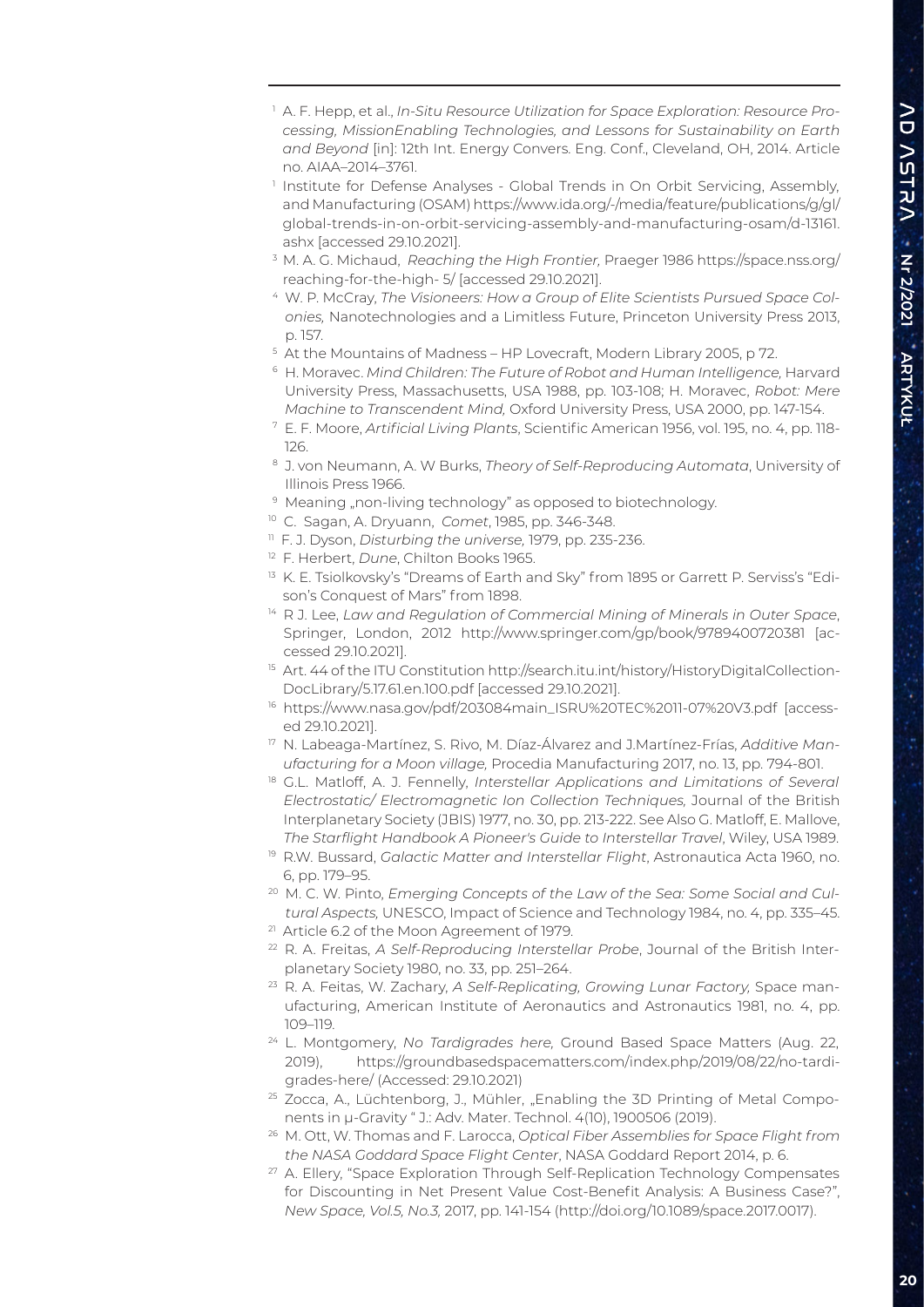[1] A. F. Hepp, et al., *In-Situ Resource Utilization for Space Exploration: Resource Processing, MissionEnabling Technologies, and Lessons for Sustainability on Earth and Beyond* [in]: 12th Int. Energy Convers. Eng. Conf., Cleveland, OH, 2014. Article no. AIAA–2014–3761.

[1] Institute for Defense Analyses - Global Trends in On Orbit Servicing, Assembly, and Manufacturing (OSAM) https://www.ida.org/-/media/feature/publications/g/gl/global-trends-in-on-orbit-servicing-assembly-and-manufacturing-osam/d-13161.ashx [accessed 29.10.2021].

[3] M. A. G. Michaud, *Reaching the High Frontier,* Praeger 1986 https://space.nss.org/reaching-for-the-high- 5/ [accessed 29.10.2021].

[4] W. P. McCray, *The Visioneers: How a Group of Elite Scientists Pursued Space Colonies,* Nanotechnologies and a Limitless Future, Princeton University Press 2013, p. 157.

[5] At the Mountains of Madness – HP Lovecraft, Modern Library 2005, p 72.

[6] H. Moravec. *Mind Children: The Future of Robot and Human Intelligence,* Harvard University Press, Massachusetts, USA 1988, pp. 103-108; H. Moravec, *Robot: Mere Machine to Transcendent Mind,* Oxford University Press, USA 2000, pp. 147-154.

[7] E. F. Moore, *Artificial Living Plants*, Scientific American 1956, vol. 195, no. 4, pp. 118-126.

[8] J. von Neumann, A. W Burks, *Theory of Self-Reproducing Automata*, University of Illinois Press 1966.

[9] Meaning „non-living technology" as opposed to biotechnology.

[10] C. Sagan, A. Dryuann, *Comet*, 1985, pp. 346-348.

[11] F. J. Dyson, *Disturbing the universe,* 1979, pp. 235-236.

[12] F. Herbert, *Dune*, Chilton Books 1965.

[13] K. E. Tsiolkovsky's "Dreams of Earth and Sky" from 1895 or Garrett P. Serviss's "Edison's Conquest of Mars" from 1898.

[14] R J. Lee, *Law and Regulation of Commercial Mining of Minerals in Outer Space*, Springer, London, 2012 http://www.springer.com/gp/book/9789400720381 [accessed 29.10.2021].

[15] Art. 44 of the ITU Constitution http://search.itu.int/history/HistoryDigitalCollectionDocLibrary/5.17.61.en.100.pdf [accessed 29.10.2021].

[16] https://www.nasa.gov/pdf/203084main_ISRU%20TEC%2011-07%20V3.pdf [accessed 29.10.2021].

[17] N. Labeaga-Martínez, S. Rivo, M. Díaz-Álvarez and J.Martínez-Frías, *Additive Manufacturing for a Moon village,* Procedia Manufacturing 2017, no. 13, pp. 794-801.

[18] G.L. Matloff, A. J. Fennelly, *Interstellar Applications and Limitations of Several Electrostatic/ Electromagnetic Ion Collection Techniques,* Journal of the British Interplanetary Society (JBIS) 1977, no. 30, pp. 213-222. See Also G. Matloff, E. Mallove, *The Starflight Handbook A Pioneer's Guide to Interstellar Travel*, Wiley, USA 1989.

[19] R.W. Bussard, *Galactic Matter and Interstellar Flight*, Astronautica Acta 1960, no. 6, pp. 179–95.

[20] M. C. W. Pinto, *Emerging Concepts of the Law of the Sea: Some Social and Cultural Aspects,* UNESCO, Impact of Science and Technology 1984, no. 4, pp. 335–45.

[21] Article 6.2 of the Moon Agreement of 1979.

[22] R. A. Freitas, *A Self-Reproducing Interstellar Probe*, Journal of the British Interplanetary Society 1980, no. 33, pp. 251–264.

[23] R. A. Feitas, W. Zachary, *A Self-Replicating, Growing Lunar Factory,* Space manufacturing, American Institute of Aeronautics and Astronautics 1981, no. 4, pp. 109–119.

[24] L. Montgomery, *No Tardigrades here,* Ground Based Space Matters (Aug. 22, 2019), https://groundbasedspacematters.com/index.php/2019/08/22/no-tardigrades-here/ (Accessed: 29.10.2021)

[25] Zocca, A., Lüchtenborg, J., Mühler, „Enabling the 3D Printing of Metal Components in µ-Gravity " J.: Adv. Mater. Technol. 4(10), 1900506 (2019).

[26] M. Ott, W. Thomas and F. Larocca, *Optical Fiber Assemblies for Space Flight from the NASA Goddard Space Flight Center*, NASA Goddard Report 2014, p. 6.

[27] A. Ellery, "Space Exploration Through Self-Replication Technology Compensates for Discounting in Net Present Value Cost-Benefit Analysis: A Business Case?", *New Space, Vol.5, No.3,* 2017, pp. 141-154 (http://doi.org/10.1089/space.2017.0017).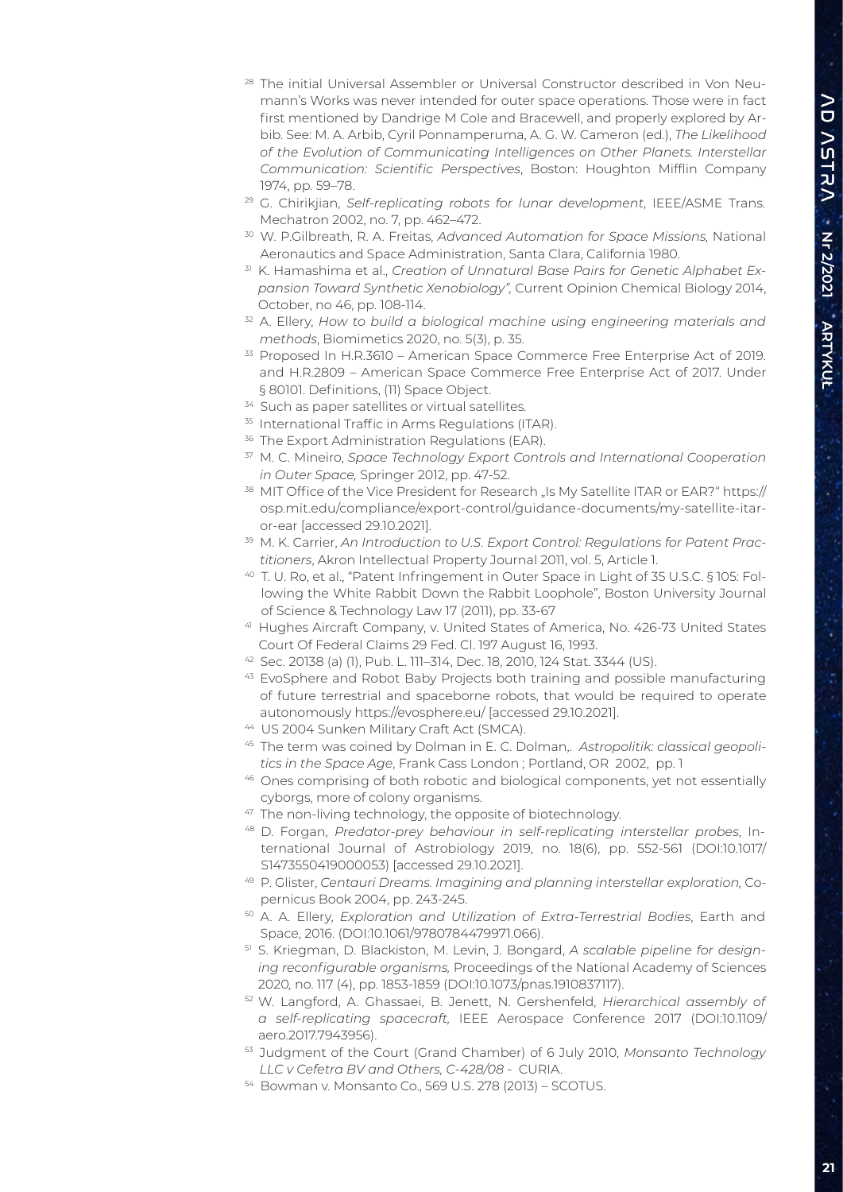[28] The initial Universal Assembler or Universal Constructor described in Von Neumann's Works was never intended for outer space operations. Those were in fact first mentioned by Dandrige M Cole and Bracewell, and properly explored by Arbib. See: M. A. Arbib, Cyril Ponnamperuma, A. G. W. Cameron (ed.), *The Likelihood of the Evolution of Communicating Intelligences on Other Planets. Interstellar Communication: Scientific Perspectives*, Boston: Houghton Mifflin Company 1974, pp. 59–78.

[29] G. Chirikjian, *Self-replicating robots for lunar development*, IEEE/ASME Trans. Mechatron 2002, no. 7, pp. 462–472.

[30] W. P.Gilbreath, R. A. Freitas, *Advanced Automation for Space Missions,* National Aeronautics and Space Administration, Santa Clara, California 1980.

[31] K. Hamashima et al., *Creation of Unnatural Base Pairs for Genetic Alphabet Expansion Toward Synthetic Xenobiology"*, Current Opinion Chemical Biology 2014, October, no 46, pp. 108-114.

[32] A. Ellery, *How to build a biological machine using engineering materials and methods*, Biomimetics 2020, no. 5(3), p. 35.

[33] Proposed In H.R.3610 – American Space Commerce Free Enterprise Act of 2019. and H.R.2809 – American Space Commerce Free Enterprise Act of 2017. Under § 80101. Definitions, (11) Space Object.

[34] Such as paper satellites or virtual satellites.

[35] International Traffic in Arms Regulations (ITAR).

[36] The Export Administration Regulations (EAR).

[37] M. C. Mineiro, *Space Technology Export Controls and International Cooperation in Outer Space,* Springer 2012, pp. 47-52.

[38] MIT Office of the Vice President for Research „Is My Satellite ITAR or EAR?" https://osp.mit.edu/compliance/export-control/guidance-documents/my-satellite-itar-or-ear [accessed 29.10.2021].

[39] M. K. Carrier, *An Introduction to U.S. Export Control: Regulations for Patent Practitioners*, Akron Intellectual Property Journal 2011, vol. 5, Article 1.

[40] T. U. Ro, et al., "Patent Infringement in Outer Space in Light of 35 U.S.C. § 105: Following the White Rabbit Down the Rabbit Loophole", Boston University Journal of Science & Technology Law 17 (2011), pp. 33-67

[41] Hughes Aircraft Company, v. United States of America, No. 426-73 United States Court Of Federal Claims 29 Fed. Cl. 197 August 16, 1993.

[42] Sec. 20138 (a) (1), Pub. L. 111–314, Dec. 18, 2010, 124 Stat. 3344 (US).

[43] EvoSphere and Robot Baby Projects both training and possible manufacturing of future terrestrial and spaceborne robots, that would be required to operate autonomously https://evosphere.eu/ [accessed 29.10.2021].

[44] US 2004 Sunken Military Craft Act (SMCA).

[45] The term was coined by Dolman in E. C. Dolman,. *Astropolitik: classical geopolitics in the Space Age,* Frank Cass London ; Portland, OR 2002, pp. 1

[46] Ones comprising of both robotic and biological components, yet not essentially cyborgs, more of colony organisms.

[47] The non-living technology, the opposite of biotechnology.

[48] D. Forgan, *Predator-prey behaviour in self-replicating interstellar probes*, International Journal of Astrobiology 2019, no. 18(6), pp. 552-561 (DOI:10.1017/S1473550419000053) [accessed 29.10.2021].

[49] P. Glister, *Centauri Dreams. Imagining and planning interstellar exploration,* Copernicus Book 2004, pp. 243-245.

[50] A. A. Ellery, *Exploration and Utilization of Extra-Terrestrial Bodies*, Earth and Space, 2016. (DOI:10.1061/9780784479971.066).

[51] S. Kriegman, D. Blackiston, M. Levin, J. Bongard, *A scalable pipeline for designing reconfigurable organisms,* Proceedings of the National Academy of Sciences 2020, no. 117 (4), pp. 1853-1859 (DOI:10.1073/pnas.1910837117).

[52] W. Langford, A. Ghassaei, B. Jenett, N. Gershenfeld, *Hierarchical assembly of a self-replicating spacecraft,* IEEE Aerospace Conference 2017 (DOI:10.1109/aero.2017.7943956).

[53] Judgment of the Court (Grand Chamber) of 6 July 2010, *Monsanto Technology LLC v Cefetra BV and Others, C-428/08* - CURIA.

[54] Bowman v. Monsanto Co., 569 U.S. 278 (2013) – SCOTUS.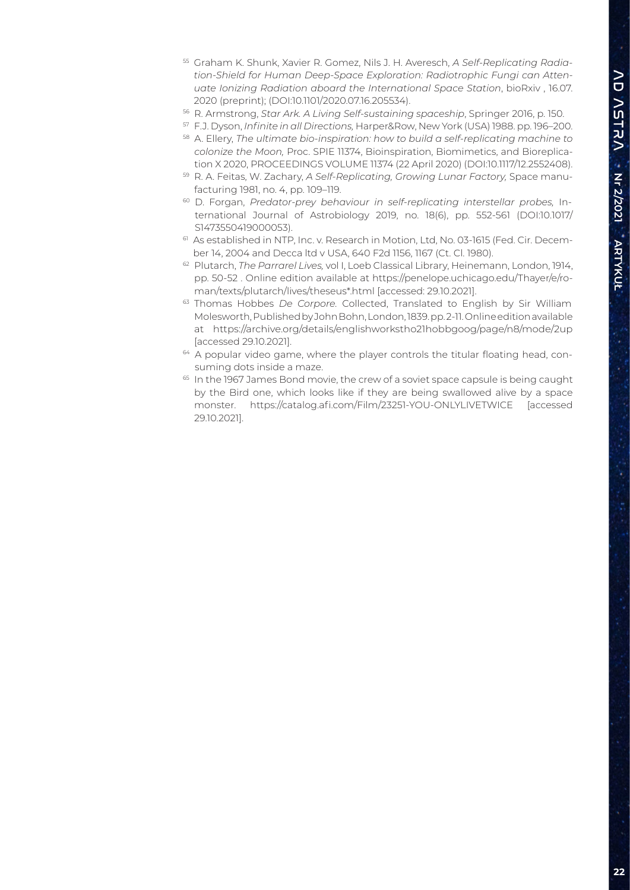[55] Graham K. Shunk, Xavier R. Gomez, Nils J. H. Averesch, *A Self-Replicating Radiation-Shield for Human Deep-Space Exploration: Radiotrophic Fungi can Attenuate Ionizing Radiation aboard the International Space Station*, bioRxiv , 16.07. 2020 (preprint); (DOI:10.1101/2020.07.16.205534).

[56] R. Armstrong, *Star Ark. A Living Self-sustaining spaceship*, Springer 2016, p. 150.

[57] F.J. Dyson, *Infinite in all Directions,* Harper&Row, New York (USA) 1988. pp. 196–200.

[58] A. Ellery, *The ultimate bio-inspiration: how to build a self-replicating machine to colonize the Moon,* Proc. SPIE 11374, Bioinspiration, Biomimetics, and Bioreplication X 2020, PROCEEDINGS VOLUME 11374 (22 April 2020) (DOI:10.1117/12.2552408).

[59] R. A. Feitas, W. Zachary, *A Self-Replicating, Growing Lunar Factory,* Space manufacturing 1981, no. 4, pp. 109–119.

[60] D. Forgan, *Predator-prey behaviour in self-replicating interstellar probes,* International Journal of Astrobiology 2019, no. 18(6), pp. 552-561 (DOI:10.1017/S1473550419000053).

[61] As established in NTP, Inc. v. Research in Motion, Ltd, No. 03-1615 (Fed. Cir. December 14, 2004 and Decca ltd v USA, 640 F2d 1156, 1167 (Ct. Cl. 1980).

[62] Plutarch, *The Parrarel Lives,* vol I, Loeb Classical Library, Heinemann, London, 1914, pp. 50-52 . Online edition available at https://penelope.uchicago.edu/Thayer/e/roman/texts/plutarch/lives/theseus*.html [accessed: 29.10.2021].

[63] Thomas Hobbes *De Corpore.* Collected, Translated to English by Sir William Molesworth, Published by John Bohn, London, 1839. pp. 2-11. Online edition available at https://archive.org/details/englishworkstho21hobbgoog/page/n8/mode/2up [accessed 29.10.2021].

[64] A popular video game, where the player controls the titular floating head, consuming dots inside a maze.

[65] In the 1967 James Bond movie, the crew of a soviet space capsule is being caught by the Bird one, which looks like if they are being swallowed alive by a space monster. https://catalog.afi.com/Film/23251-YOU-ONLYLIVETWICE [accessed 29.10.2021].